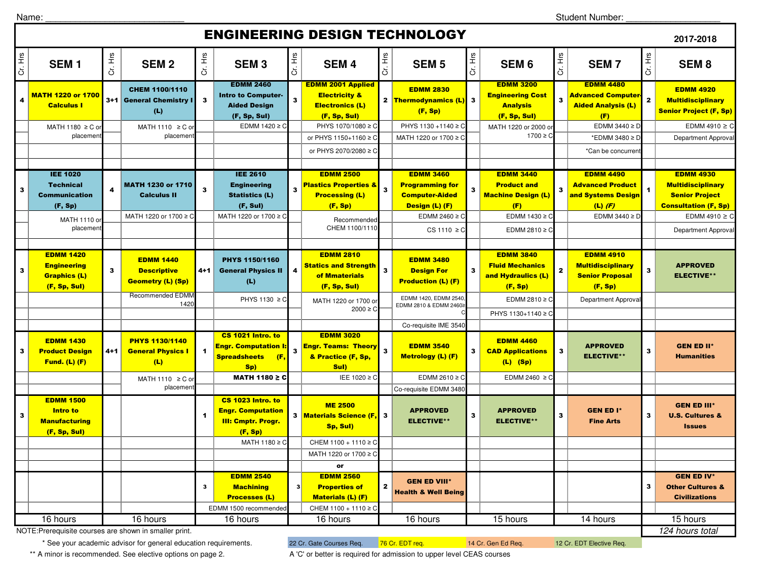Name: ____________________________ Student Number: ____________________

# ENGINEERING DESIGN TECHNOLOGY

2017-2018

| Cr. Hrs | SEM 1 | Cr. Hrs | SEM 2 | Cr. Hrs | SEM 3 | Cr. Hrs | SEM 4 | Cr. Hrs | SEM 5 | Cr. Hrs | SEM 6 | Cr. Hrs | SEM 7 | Cr. Hrs | SEM 8 |
|---|---|---|---|---|---|---|---|---|---|---|---|---|---|---|---|
| 4 | **MATH 1220 or 1700 Calculus I** | 3+1 | **CHEM 1100/1110 General Chemistry I (L)** | 3 | **EDMM 2460 Intro to Computer-Aided Design (F, Sp, Sul)** | 3 | **EDMM 2001 Applied Electricity & Electronics (L)** | 2 | **EDMM 2830 Thermodynamics (L) (F, Sp)** | 3 | **EDMM 3200 Engineering Cost Analysis (F, Sp, Sul)** | 3 | **EDMM 4480 Advanced Computer-Aided Analysis (L) (F)** | 2 | **EDMM 4920 Multidisciplinary Senior Project (F, Sp)** |
| | MATH 1180 ≥ C or placement | | MATH 1110 ≥ C or placement | | EDMM 1420 ≥ C | | PHYS 1070/1080 ≥ C or PHYS 1150+1160 ≥ C or PHYS 2070/2080 ≥ C | | PHYS 1130 +1140 ≥ C; MATH 1220 or 1700 ≥ C | | MATH 1220 or 2000 or 1700 ≥ C | | EDMM 3440 ≥ D; *EDMM 3480 ≥ D; *Can be concurrent | | EDMM 4910 ≥ C; Department Approval |
| 3 | **IEE 1020 Technical Communication (F, Sp)** | 4 | **MATH 1230 or 1710 Calculus II** | 3 | **IEE 2610 Engineering Statistics (L) (F, Sul)** | 3 | **EDMM 2500 Plastics Properties & Processing (L) (F, Sp)** | 3 | **EDMM 3460 Programming for Computer-Aided Design (L) (F)** | 3 | **EDMM 3440 Product and Machine Design (L) (F)** | 3 | **EDMM 4490 Advanced Product and Systems Design (L) *(F)*** | 1 | **EDMM 4930 Multidisciplinary Senior Project Consultation (F, Sp)** |
| | MATH 1110 or placement | | MATH 1220 or 1700 ≥ C | | MATH 1220 or 1700 ≥ C | | Recommended CHEM 1100/1110 | | EDMM 2460 ≥ C; CS 1110 ≥ C | | EDMM 1430 ≥ C; EDMM 2810 ≥ C | | EDMM 3440 ≥ D | | EDMM 4910 ≥ C; Department Approval |
| 3 | **EDMM 1420 Engineering Graphics (L) (F, Sp, Sul)** | 3 | **EDMM 1440 Descriptive Geometry (L) (Sp)** | 4+1 | **PHYS 1150/1160 General Physics II (L)** | 4 | **EDMM 2810 Statics and Strength of Mmaterials (F, Sp, Sul)** | 3 | **EDMM 3480 Design For Production (L) (F)** | 3 | **EDMM 3840 Fluid Mechanics and Hydraulics (L) (F, Sp)** | 2 | **EDMM 4910 Multidisciplinary Senior Proposal (F, Sp)** | 3 | **APPROVED ELECTIVE\*\*** |
| | | | Recommended EDMM 1420 | | PHYS 1130 ≥ C | | MATH 1220 or 1700 or 2000 ≥ C | | EDMM 1420, EDMM 2540, EDMM 2810 & EDMM 2460≥ C; Co-requisite IME 3540 | | EDMM 2810 ≥ C; PHYS 1130+1140 ≥ C | | Department Approval | | |
| 3 | **EDMM 1430 Product Design Fund. (L) (F)** | 4+1 | **PHYS 1130/1140 General Physics I (L)** | 1 | **CS 1021 Intro. to Engr. Computation I: Spreadsheets (F, Sp)** | 3 | **EDMM 3020 Engr. Teams: Theory & Practice (F, Sp, Sul)** | 3 | **EDMM 3540 Metrology (L) (F)** | 3 | **EDMM 4460 CAD Applications (L) (Sp)** | 3 | **APPROVED ELECTIVE\*\*** | 3 | **GEN ED II\* Humanities** |
| | | | MATH 1110 ≥ C or placement | | **MATH 1180 ≥ C** | | IEE 1020 ≥ C | | EDMM 2610 ≥ C; Co-requisite EDMM 3480 | | EDMM 2460 ≥ C | | | | |
| 3 | **EDMM 1500 Intro to Manufacturing (F, Sp, Sul)** | | | 1 | **CS 1023 Intro. to Engr. Computation III: Cmptr. Progr. (F, Sp)** | 3 | **ME 2500 Materials Science (F, Sp, Sul)** | 3 | **APPROVED ELECTIVE\*\*** | 3 | **APPROVED ELECTIVE\*\*** | 3 | **GEN ED I\* Fine Arts** | 3 | **GEN ED III\* U.S. Cultures & Issues** |
| | | | | | MATH 1180 ≥ C | | CHEM 1100 + 1110 ≥ C; MATH 1220 or 1700 ≥ C; or | | | | | | | | |
| | | | | 3 | **EDMM 2540 Machining Processes (L)** | 3 | **EDMM 2560 Properties of Materials (L) (F)** | 2 | **GEN ED VIII\* Health & Well Being** | | | | | 3 | **GEN ED IV\* Other Cultures & Civilizations** |
| | | | | | EDMM 1500 recommended | | CHEM 1100 + 1110 ≥ C | | | | | | | | |
| | 16 hours | | 16 hours | | 16 hours | | 16 hours | | 16 hours | | 15 hours | | 14 hours | | 15 hours |

*124 hours total*

NOTE:Prerequisite courses are shown in smaller print.

\* See your academic advisor for general education requirements.

\*\* A minor is recommended. See elective options on page 2.

22 Cr. Gate Courses Req. | 76 Cr. EDT req. | 14 Cr. Gen Ed Req. | 12 Cr. EDT Elective Req.

A 'C' or better is required for admission to upper level CEAS courses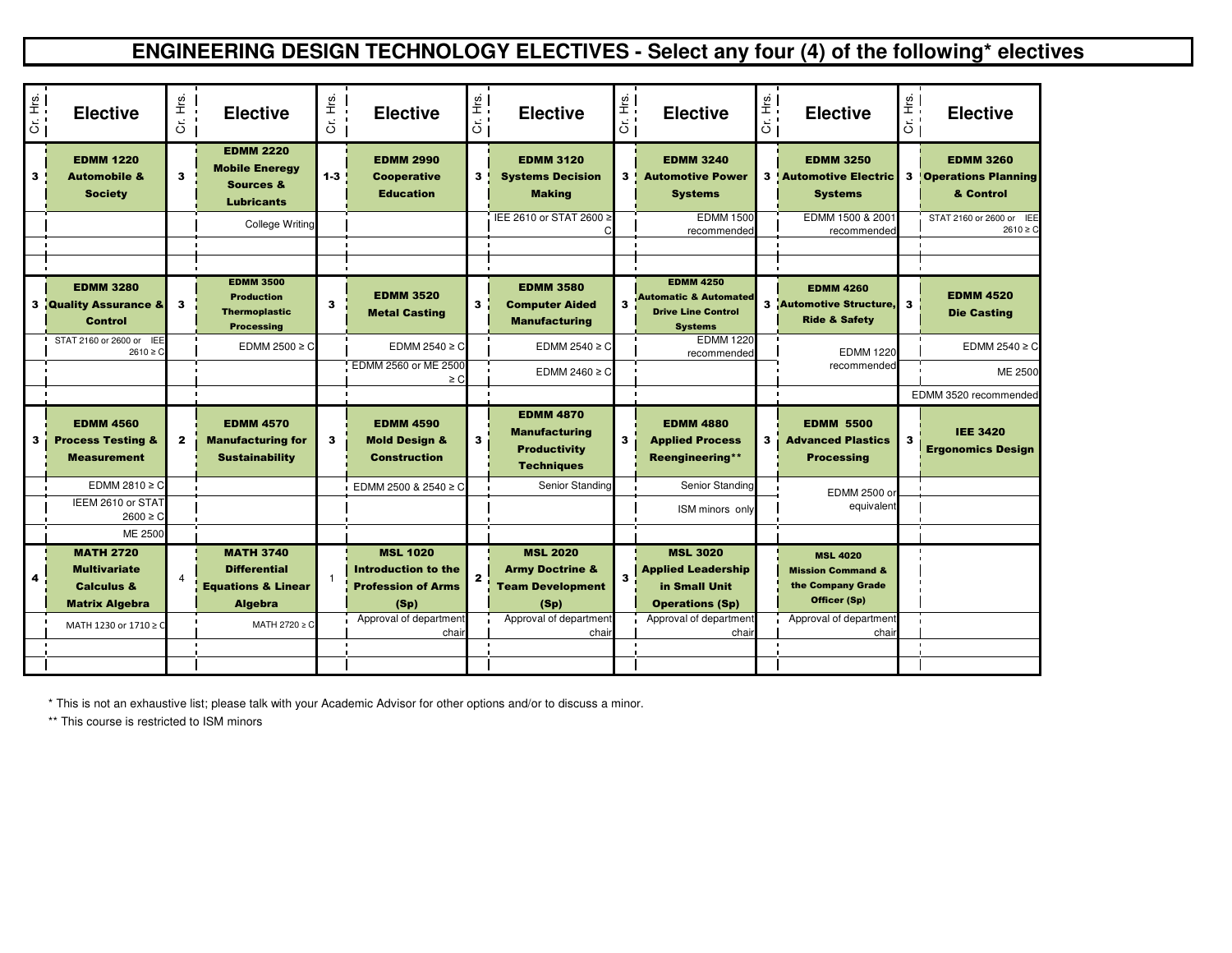# ENGINEERING DESIGN TECHNOLOGY ELECTIVES - Select any four (4) of the following* electives

| Cr. Hrs. | Elective | Cr. Hrs. | Elective | Cr. Hrs. | Elective | Cr. Hrs. | Elective | Cr. Hrs. | Elective | Cr. Hrs. | Elective | Cr. Hrs. | Elective |
|---|---|---|---|---|---|---|---|---|---|---|---|---|---|
| 3 | **EDMM 1220 Automobile & Society** | 3 | **EDMM 2220 Mobile Eneregy Sources & Lubricants** | 1-3 | **EDMM 2990 Cooperative Education** | 3 | **EDMM 3120 Systems Decision Making** | 3 | **EDMM 3240 Automotive Power Systems** | 3 | **EDMM 3250 Automotive Electric Systems** | 3 | **EDMM 3260 Operations Planning & Control** |
| | | | College Writing | | | | IEE 2610 or STAT 2600 ≥ C | | EDMM 1500 recommended | | EDMM 1500 & 2001 recommended | | STAT 2160 or 2600 or IEE 2610 ≥ C |
| | | | | | | | | | | | | | |
| | | | | | | | | | | | | | |
| 3 | **EDMM 3280 Quality Assurance & Control** | 3 | **EDMM 3500 Production Thermoplastic Processing** | 3 | **EDMM 3520 Metal Casting** | 3 | **EDMM 3580 Computer Aided Manufacturing** | 3 | **EDMM 4250 Automatic & Automated Drive Line Control Systems** | 3 | **EDMM 4260 Automotive Structure, Ride & Safety** | 3 | **EDMM 4520 Die Casting** |
| | STAT 2160 or 2600 or IEE 2610 ≥ C | | EDMM 2500 ≥ C | | EDMM 2540 ≥ C | | EDMM 2540 ≥ C | | EDMM 1220 recommended | | EDMM 1220 recommended | | EDMM 2540 ≥ C |
| | | | | | EDMM 2560 or ME 2500 ≥ C | | EDMM 2460 ≥ C | | | | | | ME 2500 |
| | | | | | | | | | | | | | EDMM 3520 recommended |
| 3 | **EDMM 4560 Process Testing & Measurement** | 2 | **EDMM 4570 Manufacturing for Sustainability** | 3 | **EDMM 4590 Mold Design & Construction** | 3 | **EDMM 4870 Manufacturing Productivity Techniques** | 3 | **EDMM 4880 Applied Process Reengineering**** | 3 | **EDMM 5500 Advanced Plastics Processing** | 3 | **IEE 3420 Ergonomics Design** |
| | EDMM 2810 ≥ C | | | | EDMM 2500 & 2540 ≥ C | | Senior Standing | | Senior Standing | | EDMM 2500 or equivalent | | |
| | IEEM 2610 or STAT 2600 ≥ C | | | | | | | | ISM minors only | | | | |
| | ME 2500 | | | | | | | | | | | | |
| 4 | **MATH 2720 Multivariate Calculus & Matrix Algebra** | 4 | **MATH 3740 Differential Equations & Linear Algebra** | 1 | **MSL 1020 Introduction to the Profession of Arms (Sp)** | 2 | **MSL 2020 Army Doctrine & Team Development (Sp)** | 3 | **MSL 3020 Applied Leadership in Small Unit Operations (Sp)** | | **MSL 4020 Mission Command & the Company Grade Officer (Sp)** | | |
| | MATH 1230 or 1710 ≥ C | | MATH 2720 ≥ C | | Approval of department chair | | Approval of department chair | | Approval of department chair | | Approval of department chair | | |
| | | | | | | | | | | | | | |
| | | | | | | | | | | | | | |

\* This is not an exhaustive list; please talk with your Academic Advisor for other options and/or to discuss a minor.

\** This course is restricted to ISM minors